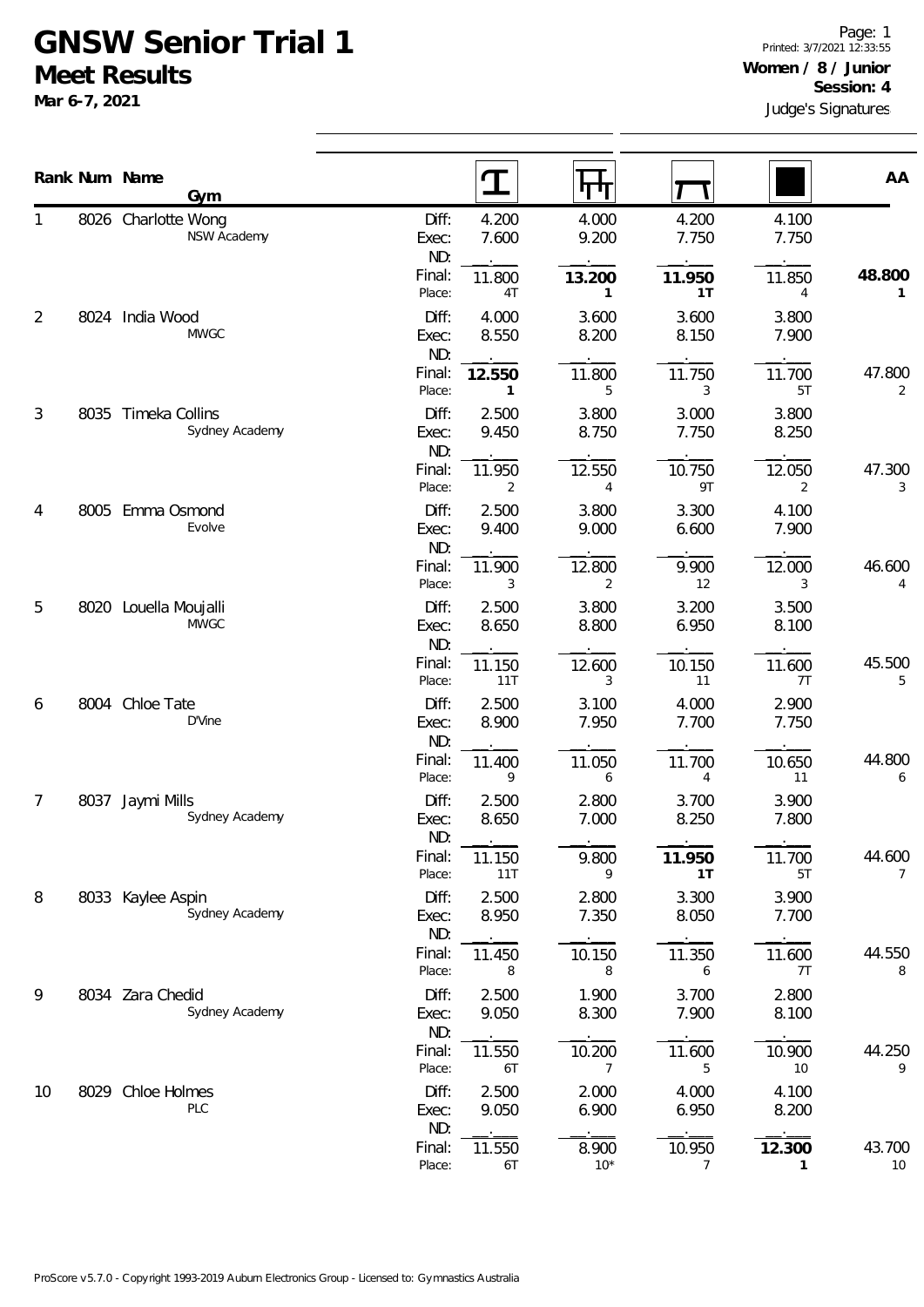# GNSW Senior Trial 1

## Meet Results

**Mar 6-7, 2021**

Printed: 3/7/2021 12:33:55

**Women / 8 / Junior**

**Session: 4**

Judge's Signatures

| Rank | Num | Name / Gym | | Vault | Bars | Beam | Floor | AA |
|---|---|---|---|---|---|---|---|---|
| 1 | 8026 | Charlotte Wong<br>NSW Academy | Diff: | 4.200 | 4.000 | 4.200 | 4.100 | |
| | | | Exec: | 7.600 | 9.200 | 7.750 | 7.750 | |
| | | | ND: | . | . | . | . | |
| | | | Final: | 11.800 | **13.200** | **11.950** | 11.850 | **48.800** |
| | | | Place: | 4T | **1** | **1T** | 4 | **1** |
| 2 | 8024 | India Wood<br>MWGC | Diff: | 4.000 | 3.600 | 3.600 | 3.800 | |
| | | | Exec: | 8.550 | 8.200 | 8.150 | 7.900 | |
| | | | ND: | . | . | . | . | |
| | | | Final: | **12.550** | 11.800 | 11.750 | 11.700 | 47.800 |
| | | | Place: | **1** | 5 | 3 | 5T | 2 |
| 3 | 8035 | Timeka Collins<br>Sydney Academy | Diff: | 2.500 | 3.800 | 3.000 | 3.800 | |
| | | | Exec: | 9.450 | 8.750 | 7.750 | 8.250 | |
| | | | ND: | . | . | . | . | |
| | | | Final: | 11.950 | 12.550 | 10.750 | 12.050 | 47.300 |
| | | | Place: | 2 | 4 | 9T | 2 | 3 |
| 4 | 8005 | Emma Osmond<br>Evolve | Diff: | 2.500 | 3.800 | 3.300 | 4.100 | |
| | | | Exec: | 9.400 | 9.000 | 6.600 | 7.900 | |
| | | | ND: | . | . | . | . | |
| | | | Final: | 11.900 | 12.800 | 9.900 | 12.000 | 46.600 |
| | | | Place: | 3 | 2 | 12 | 3 | 4 |
| 5 | 8020 | Louella Moujalli<br>MWGC | Diff: | 2.500 | 3.800 | 3.200 | 3.500 | |
| | | | Exec: | 8.650 | 8.800 | 6.950 | 8.100 | |
| | | | ND: | . | . | . | . | |
| | | | Final: | 11.150 | 12.600 | 10.150 | 11.600 | 45.500 |
| | | | Place: | 11T | 3 | 11 | 7T | 5 |
| 6 | 8004 | Chloe Tate<br>D'Vine | Diff: | 2.500 | 3.100 | 4.000 | 2.900 | |
| | | | Exec: | 8.900 | 7.950 | 7.700 | 7.750 | |
| | | | ND: | . | . | . | . | |
| | | | Final: | 11.400 | 11.050 | 11.700 | 10.650 | 44.800 |
| | | | Place: | 9 | 6 | 4 | 11 | 6 |
| 7 | 8037 | Jaymi Mills<br>Sydney Academy | Diff: | 2.500 | 2.800 | 3.700 | 3.900 | |
| | | | Exec: | 8.650 | 7.000 | 8.250 | 7.800 | |
| | | | ND: | . | . | . | . | |
| | | | Final: | 11.150 | 9.800 | **11.950** | 11.700 | 44.600 |
| | | | Place: | 11T | 9 | **1T** | 5T | 7 |
| 8 | 8033 | Kaylee Aspin<br>Sydney Academy | Diff: | 2.500 | 2.800 | 3.300 | 3.900 | |
| | | | Exec: | 8.950 | 7.350 | 8.050 | 7.700 | |
| | | | ND: | . | . | . | . | |
| | | | Final: | 11.450 | 10.150 | 11.350 | 11.600 | 44.550 |
| | | | Place: | 8 | 8 | 6 | 7T | 8 |
| 9 | 8034 | Zara Chedid<br>Sydney Academy | Diff: | 2.500 | 1.900 | 3.700 | 2.800 | |
| | | | Exec: | 9.050 | 8.300 | 7.900 | 8.100 | |
| | | | ND: | . | . | . | . | |
| | | | Final: | 11.550 | 10.200 | 11.600 | 10.900 | 44.250 |
| | | | Place: | 6T | 7 | 5 | 10 | 9 |
| 10 | 8029 | Chloe Holmes<br>PLC | Diff: | 2.500 | 2.000 | 4.000 | 4.100 | |
| | | | Exec: | 9.050 | 6.900 | 6.950 | 8.200 | |
| | | | ND: | . | . | . | . | |
| | | | Final: | 11.550 | 8.900 | 10.950 | **12.300** | 43.700 |
| | | | Place: | 6T | 10* | 7 | **1** | 10 |

ProScore v5.7.0 - Copyright 1993-2019 Auburn Electronics Group - Licensed to: Gymnastics Australia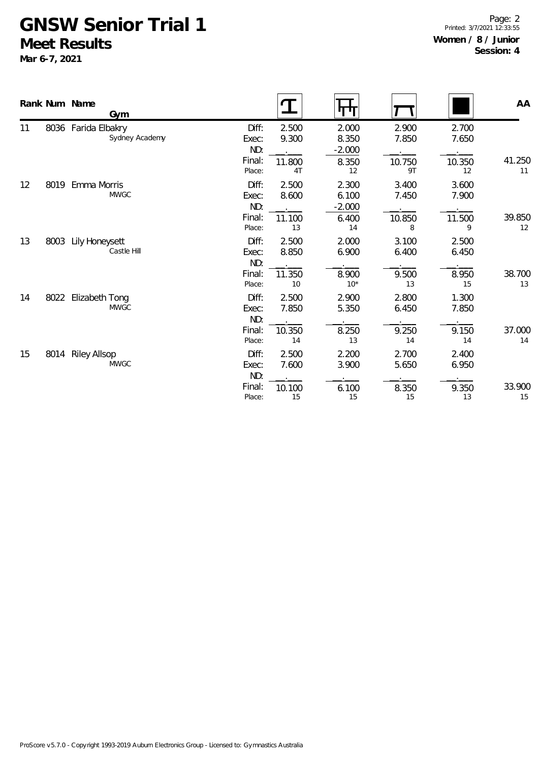# GNSW Senior Trial 1

## Meet Results

**Mar 6-7, 2021**

**Women / 8 / Junior**
**Session: 4**

| Rank | Num | Name / Gym | | Vault | Bars | Beam | Floor | AA |
|---|---|---|---|---|---|---|---|---|
| 11 | 8036 | Farida Elbakry<br>Sydney Academy | Diff: | 2.500 | 2.000 | 2.900 | 2.700 | |
| | | | Exec: | 9.300 | 8.350 | 7.850 | 7.650 | |
| | | | ND: | . | -2.000 | . | . | |
| | | | Final: | 11.800 | 8.350 | 10.750 | 10.350 | 41.250 |
| | | | Place: | 4T | 12 | 9T | 12 | 11 |
| 12 | 8019 | Emma Morris<br>MWGC | Diff: | 2.500 | 2.300 | 3.400 | 3.600 | |
| | | | Exec: | 8.600 | 6.100 | 7.450 | 7.900 | |
| | | | ND: | . | -2.000 | . | . | |
| | | | Final: | 11.100 | 6.400 | 10.850 | 11.500 | 39.850 |
| | | | Place: | 13 | 14 | 8 | 9 | 12 |
| 13 | 8003 | Lily Honeysett<br>Castle Hill | Diff: | 2.500 | 2.000 | 3.100 | 2.500 | |
| | | | Exec: | 8.850 | 6.900 | 6.400 | 6.450 | |
| | | | ND: | . | . | . | . | |
| | | | Final: | 11.350 | 8.900 | 9.500 | 8.950 | 38.700 |
| | | | Place: | 10 | 10* | 13 | 15 | 13 |
| 14 | 8022 | Elizabeth Tong<br>MWGC | Diff: | 2.500 | 2.900 | 2.800 | 1.300 | |
| | | | Exec: | 7.850 | 5.350 | 6.450 | 7.850 | |
| | | | ND: | . | . | . | . | |
| | | | Final: | 10.350 | 8.250 | 9.250 | 9.150 | 37.000 |
| | | | Place: | 14 | 13 | 14 | 14 | 14 |
| 15 | 8014 | Riley Allsop<br>MWGC | Diff: | 2.500 | 2.200 | 2.700 | 2.400 | |
| | | | Exec: | 7.600 | 3.900 | 5.650 | 6.950 | |
| | | | ND: | . | . | . | . | |
| | | | Final: | 10.100 | 6.100 | 8.350 | 9.350 | 33.900 |
| | | | Place: | 15 | 15 | 15 | 13 | 15 |

ProScore v5.7.0 - Copyright 1993-2019 Auburn Electronics Group - Licensed to: Gymnastics Australia